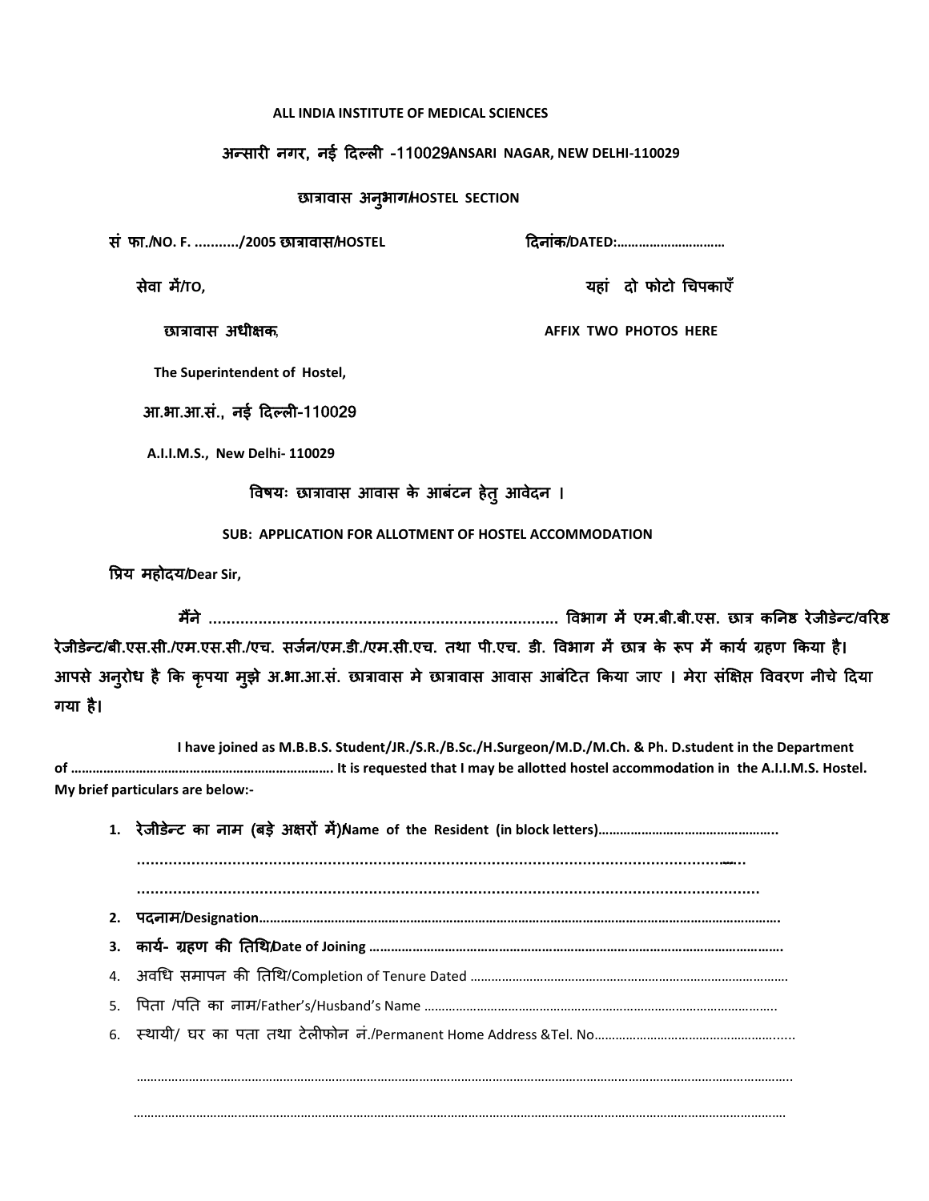**ALL INDIA INSTITUTE OF MEDICAL SCIENCES**

**अन्सारी नगर, नई दिल्ली -110029ANSARI NAGAR, NEW DELHI-110029**

**छात्रावास अनुभाग/HOSTEL SECTION**

**सं फा./NO. F. .........../2005 छात्रावास/HOSTEL** **दिनांक/DATED:…………………………**

**सेवा में/TO,** **यहां दो फोटो चिपकाएँ**

**छात्रावास अधीक्षक,** **AFFIX TWO PHOTOS HERE**

**The Superintendent of Hostel,**

**आ.भा.आ.सं., नई दिल्ली-110029**

**A.I.I.M.S., New Delhi- 110029**

**विषयः छात्रावास आवास के आबंटन हेतु आवेदन ।**

**SUB: APPLICATION FOR ALLOTMENT OF HOSTEL ACCOMMODATION**

**प्रिय महोदय/Dear Sir,**

**मैंने .......................................................................... विभाग में एम.बी.बी.एस. छात्र कनिष्ठ रेजीडेन्ट/वरिष्ठ रेजीडेन्ट/बी.एस.सी./एम.एस.सी./एच. सर्जन/एम.डी./एम.सी.एच. तथा पी.एच. डी. विभाग में छात्र के रूप में कार्य ग्रहण किया है। आपसे अनुरोध है कि कृपया मुझे अ.भा.आ.सं. छात्रावास मे छात्रावास आवास आबंटित किया जाए । मेरा संक्षिप्त विवरण नीचे दिया गया है।**

**I have joined as M.B.B.S. Student/JR./S.R./B.Sc./H.Surgeon/M.D./M.Ch. & Ph. D.student in the Department of ……………………………………………………………… It is requested that I may be allotted hostel accommodation in the A.I.I.M.S. Hostel. My brief particulars are below:-**

1. **रेजीडेन्ट का नाम (बड़े अक्षरों में)/Name of the Resident (in block letters)…………………………………………..**
   **………………………………………………………………………………………………………………….**
   **………………………………………………………………………………………………………………….**
2. **पदनाम/Designation…………………………………………………………………………………………………………**
3. **कार्य- ग्रहण की तिथि/Date of Joining ………………………………………………………………………………………….**
4. अवधि समापन की तिथि/Completion of Tenure Dated ………………………………………………………………………
5. पिता /पति का नाम/Father's/Husband's Name …………………………………………………………………………..
6. स्थायी/ घर का पता तथा टेलीफोन नं./Permanent Home Address &Tel. No………………………………………………......

   ……………………………………………………………………………………………………………………………………

   ……………………………………………………………………………………………………………………………………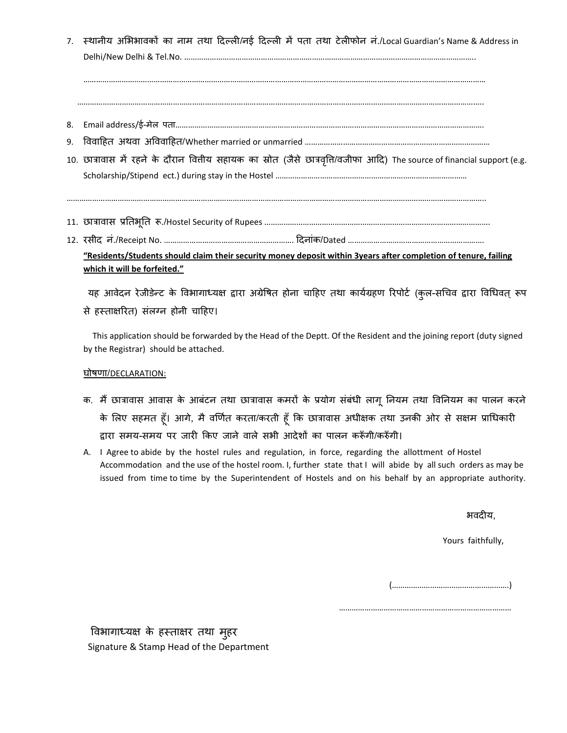7. स्थानीय अभिभावकों का नाम तथा दिल्ली/नई दिल्ली में पता तथा टेलीफोन नं./Local Guardian's Name & Address in Delhi/New Delhi & Tel.No. ……………………………………………………………………………………………………………………..

……………………………………………………………………………………………………………………………………………………………………

……………………………………………………………………………………………………………………………………………………………………

8. Email address/ई-मेल पता……………………………………………………………………………………………………………………………..
9. विवाहित अथवा अविवाहित/Whether married or unmarried ……………………………………………………………………………
10. छात्रावास में रहने के दौरान वित्तीय सहायक का स्रोत (जैसे छात्रवृत्ति/वजीफा आदि) The source of financial support (e.g. Scholarship/Stipend ect.) during stay in the Hostel ………………………………………………………………………………

……………………………………………………………………………………………………………………………………………………………………

11. छात्रावास प्रतिभूति रू./Hostel Security of Rupees ………………………………………………………………………………………
12. रसीद नं./Receipt No. …………………………………………………… दिनांक/Dated ………………………………………………………

**<u>"Residents/Students should claim their security money deposit within 3years after completion of tenure, failing which it will be forfeited."</u>**

यह आवेदन रेजीडेन्ट के विभागाध्यक्ष द्वारा अग्रेषित होना चाहिए तथा कार्यग्रहण रिपोर्ट (कुल-सचिव द्वारा विधिवत् रूप से हस्ताक्षरित) संलग्न होनी चाहिए।

This application should be forwarded by the Head of the Deptt. Of the Resident and the joining report (duty signed by the Registrar) should be attached.

<u>घोषणा/DECLARATION:</u>

क. मैं छात्रावास आवास के आबंटन तथा छात्रावास कमरों के प्रयोग संबंधी लागू नियम तथा विनियम का पालन करने के लिए सहमत हूँ। आगे, मै वर्णित करता/करती हूँ कि छात्रावास अधीक्षक तथा उनकी ओर से सक्षम प्राधिकारी द्वारा समय-समय पर जारी किए जाने वाले सभी आदेशों का पालन करूँगी/करुँगी।

A. I Agree to abide by the hostel rules and regulation, in force, regarding the allottment of Hostel Accommodation and the use of the hostel room. I, further state that I will abide by all such orders as may be issued from time to time by the Superintendent of Hostels and on his behalf by an appropriate authority.

भवदीय,

Yours faithfully,

(………………………………………………)

………………………………………………………………………

विभागाध्यक्ष के हस्ताक्षर तथा मुहर

Signature & Stamp Head of the Department